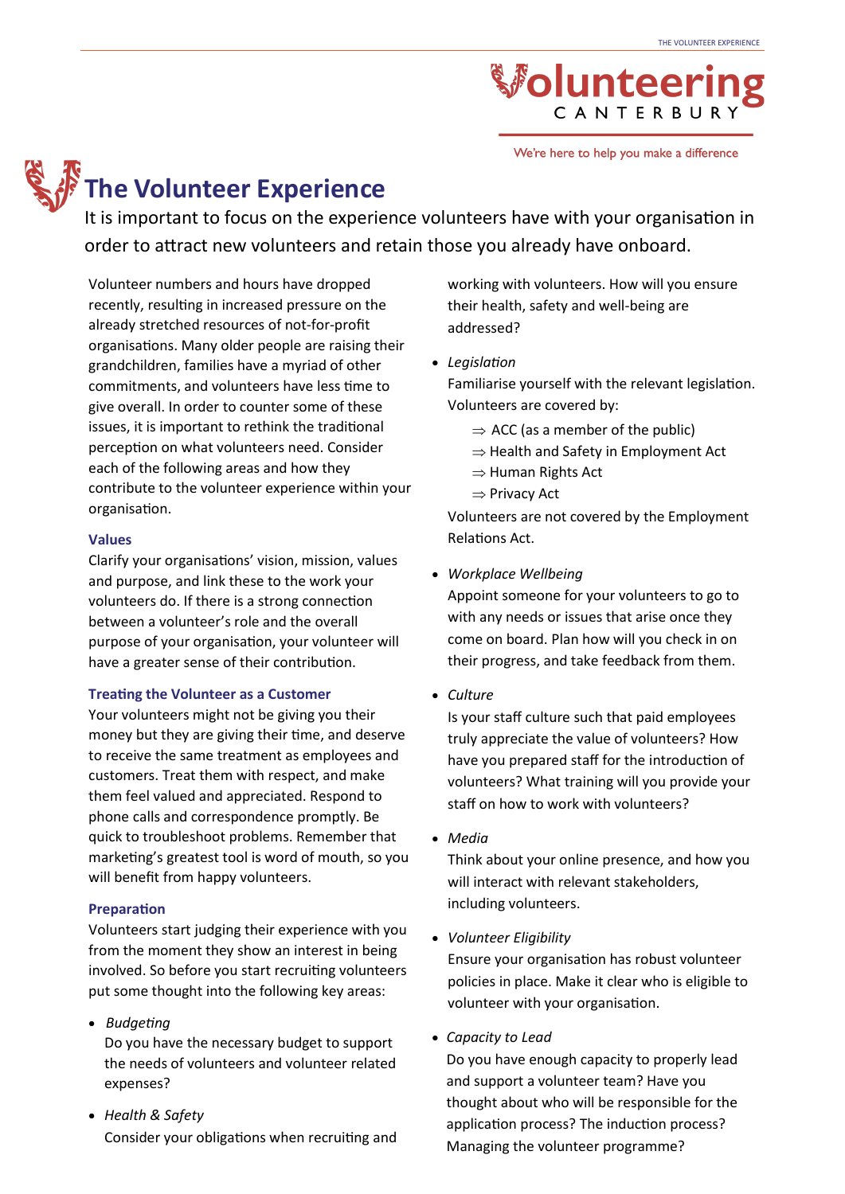# The Volunteer Experience

It is important to focus on the experience volunteers have with your organisation in order to attract new volunteers and retain those you already have onboard.

Volunteer numbers and hours have dropped recently, resulting in increased pressure on the already stretched resources of not-for-profit organisations. Many older people are raising their grandchildren, families have a myriad of other commitments, and volunteers have less time to give overall. In order to counter some of these issues, it is important to rethink the traditional perception on what volunteers need. Consider each of the following areas and how they contribute to the volunteer experience within your organisation.

### Values

Clarify your organisations' vision, mission, values and purpose, and link these to the work your volunteers do. If there is a strong connection between a volunteer's role and the overall purpose of your organisation, your volunteer will have a greater sense of their contribution.

### Treating the Volunteer as a Customer

Your volunteers might not be giving you their money but they are giving their time, and deserve to receive the same treatment as employees and customers. Treat them with respect, and make them feel valued and appreciated. Respond to phone calls and correspondence promptly. Be quick to troubleshoot problems. Remember that marketing's greatest tool is word of mouth, so you will benefit from happy volunteers.

### Preparation

Volunteers start judging their experience with you from the moment they show an interest in being involved. So before you start recruiting volunteers put some thought into the following key areas:

- *Budgeting*

  Do you have the necessary budget to support the needs of volunteers and volunteer related expenses?

- *Health & Safety*

  Consider your obligations when recruiting and working with volunteers. How will you ensure their health, safety and well-being are addressed?

- *Legislation*

  Familiarise yourself with the relevant legislation. Volunteers are covered by:

  ⇒ ACC (as a member of the public)
  ⇒ Health and Safety in Employment Act
  ⇒ Human Rights Act
  ⇒ Privacy Act

  Volunteers are not covered by the Employment Relations Act.

- *Workplace Wellbeing*

  Appoint someone for your volunteers to go to with any needs or issues that arise once they come on board. Plan how will you check in on their progress, and take feedback from them.

- *Culture*

  Is your staff culture such that paid employees truly appreciate the value of volunteers? How have you prepared staff for the introduction of volunteers? What training will you provide your staff on how to work with volunteers?

- *Media*

  Think about your online presence, and how you will interact with relevant stakeholders, including volunteers.

- *Volunteer Eligibility*

  Ensure your organisation has robust volunteer policies in place. Make it clear who is eligible to volunteer with your organisation.

- *Capacity to Lead*

  Do you have enough capacity to properly lead and support a volunteer team? Have you thought about who will be responsible for the application process? The induction process? Managing the volunteer programme?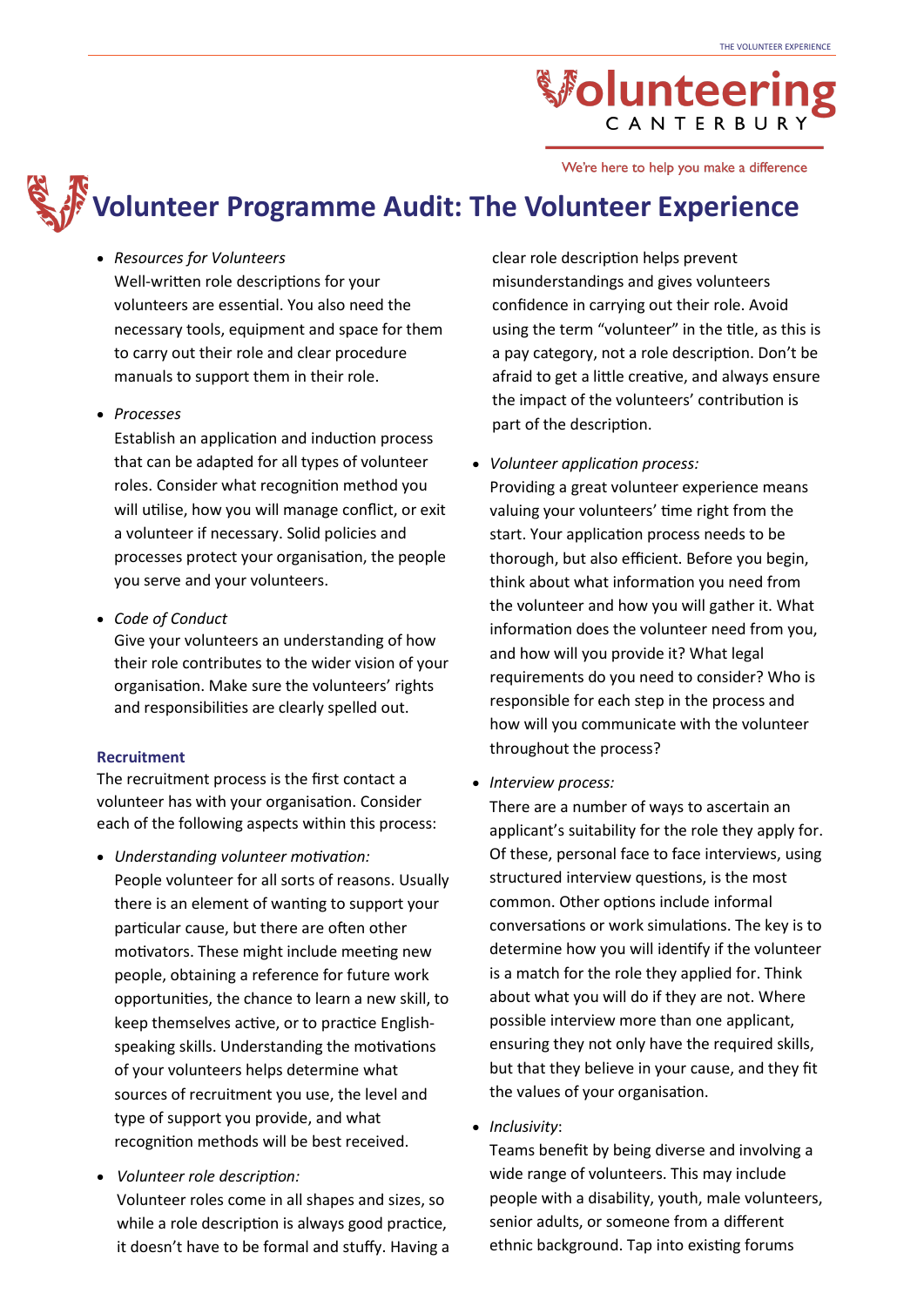# Volunteer Programme Audit: The Volunteer Experience

- *Resources for Volunteers*
  Well-written role descriptions for your volunteers are essential. You also need the necessary tools, equipment and space for them to carry out their role and clear procedure manuals to support them in their role.

- *Processes*
  Establish an application and induction process that can be adapted for all types of volunteer roles. Consider what recognition method you will utilise, how you will manage conflict, or exit a volunteer if necessary. Solid policies and processes protect your organisation, the people you serve and your volunteers.

- *Code of Conduct*
  Give your volunteers an understanding of how their role contributes to the wider vision of your organisation. Make sure the volunteers' rights and responsibilities are clearly spelled out.

### Recruitment

The recruitment process is the first contact a volunteer has with your organisation. Consider each of the following aspects within this process:

- *Understanding volunteer motivation:*
  People volunteer for all sorts of reasons. Usually there is an element of wanting to support your particular cause, but there are often other motivators. These might include meeting new people, obtaining a reference for future work opportunities, the chance to learn a new skill, to keep themselves active, or to practice English-speaking skills. Understanding the motivations of your volunteers helps determine what sources of recruitment you use, the level and type of support you provide, and what recognition methods will be best received.

- *Volunteer role description:*
  Volunteer roles come in all shapes and sizes, so while a role description is always good practice, it doesn't have to be formal and stuffy. Having a clear role description helps prevent misunderstandings and gives volunteers confidence in carrying out their role. Avoid using the term "volunteer" in the title, as this is a pay category, not a role description. Don't be afraid to get a little creative, and always ensure the impact of the volunteers' contribution is part of the description.

- *Volunteer application process:*
  Providing a great volunteer experience means valuing your volunteers' time right from the start. Your application process needs to be thorough, but also efficient. Before you begin, think about what information you need from the volunteer and how you will gather it. What information does the volunteer need from you, and how will you provide it? What legal requirements do you need to consider? Who is responsible for each step in the process and how will you communicate with the volunteer throughout the process?

- *Interview process:*
  There are a number of ways to ascertain an applicant's suitability for the role they apply for. Of these, personal face to face interviews, using structured interview questions, is the most common. Other options include informal conversations or work simulations. The key is to determine how you will identify if the volunteer is a match for the role they applied for. Think about what you will do if they are not. Where possible interview more than one applicant, ensuring they not only have the required skills, but that they believe in your cause, and they fit the values of your organisation.

- *Inclusivity*:
  Teams benefit by being diverse and involving a wide range of volunteers. This may include people with a disability, youth, male volunteers, senior adults, or someone from a different ethnic background. Tap into existing forums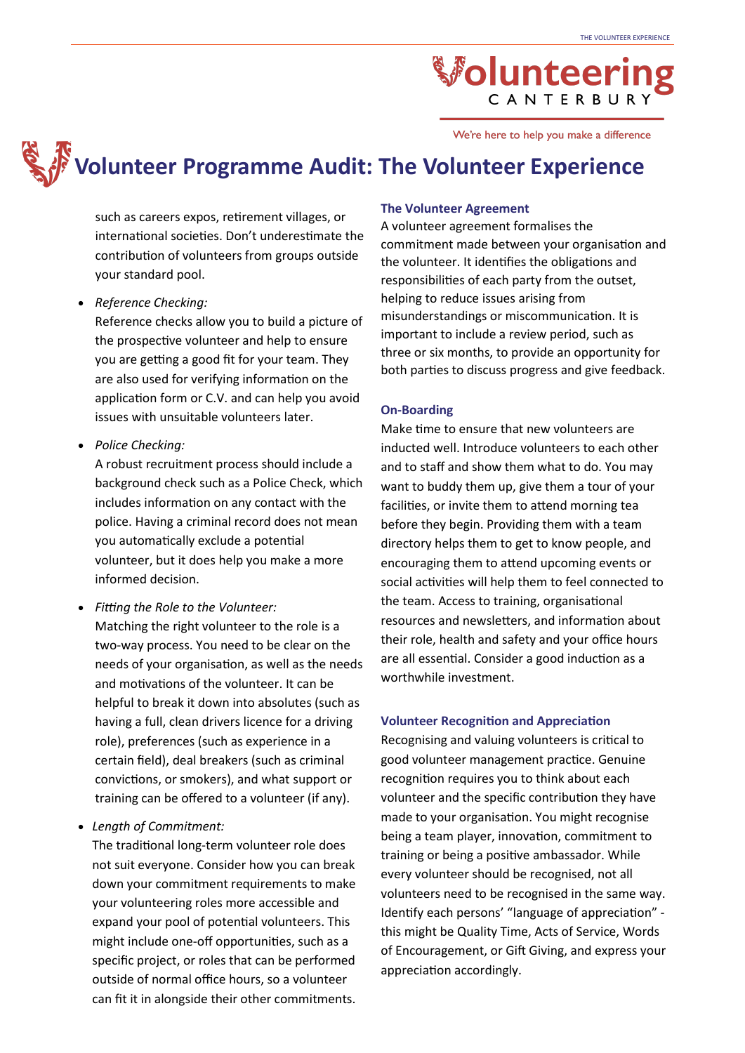# Volunteer Programme Audit: The Volunteer Experience

such as careers expos, retirement villages, or international societies. Don't underestimate the contribution of volunteers from groups outside your standard pool.

- *Reference Checking:*
  Reference checks allow you to build a picture of the prospective volunteer and help to ensure you are getting a good fit for your team. They are also used for verifying information on the application form or C.V. and can help you avoid issues with unsuitable volunteers later.

- *Police Checking:*
  A robust recruitment process should include a background check such as a Police Check, which includes information on any contact with the police. Having a criminal record does not mean you automatically exclude a potential volunteer, but it does help you make a more informed decision.

- *Fitting the Role to the Volunteer:*
  Matching the right volunteer to the role is a two-way process. You need to be clear on the needs of your organisation, as well as the needs and motivations of the volunteer. It can be helpful to break it down into absolutes (such as having a full, clean drivers licence for a driving role), preferences (such as experience in a certain field), deal breakers (such as criminal convictions, or smokers), and what support or training can be offered to a volunteer (if any).

- *Length of Commitment:*
  The traditional long-term volunteer role does not suit everyone. Consider how you can break down your commitment requirements to make your volunteering roles more accessible and expand your pool of potential volunteers. This might include one-off opportunities, such as a specific project, or roles that can be performed outside of normal office hours, so a volunteer can fit it in alongside their other commitments.

### The Volunteer Agreement

A volunteer agreement formalises the commitment made between your organisation and the volunteer. It identifies the obligations and responsibilities of each party from the outset, helping to reduce issues arising from misunderstandings or miscommunication. It is important to include a review period, such as three or six months, to provide an opportunity for both parties to discuss progress and give feedback.

### On-Boarding

Make time to ensure that new volunteers are inducted well. Introduce volunteers to each other and to staff and show them what to do. You may want to buddy them up, give them a tour of your facilities, or invite them to attend morning tea before they begin. Providing them with a team directory helps them to get to know people, and encouraging them to attend upcoming events or social activities will help them to feel connected to the team. Access to training, organisational resources and newsletters, and information about their role, health and safety and your office hours are all essential. Consider a good induction as a worthwhile investment.

### Volunteer Recognition and Appreciation

Recognising and valuing volunteers is critical to good volunteer management practice. Genuine recognition requires you to think about each volunteer and the specific contribution they have made to your organisation. You might recognise being a team player, innovation, commitment to training or being a positive ambassador. While every volunteer should be recognised, not all volunteers need to be recognised in the same way. Identify each persons' "language of appreciation" - this might be Quality Time, Acts of Service, Words of Encouragement, or Gift Giving, and express your appreciation accordingly.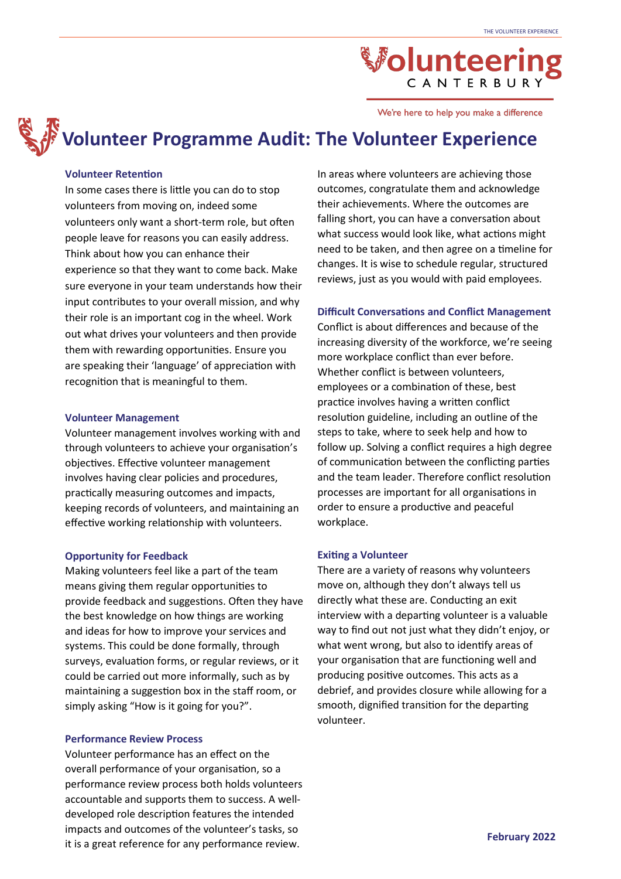# Volunteer Programme Audit: The Volunteer Experience

### Volunteer Retention

In some cases there is little you can do to stop volunteers from moving on, indeed some volunteers only want a short-term role, but often people leave for reasons you can easily address. Think about how you can enhance their experience so that they want to come back. Make sure everyone in your team understands how their input contributes to your overall mission, and why their role is an important cog in the wheel. Work out what drives your volunteers and then provide them with rewarding opportunities. Ensure you are speaking their 'language' of appreciation with recognition that is meaningful to them.

### Volunteer Management

Volunteer management involves working with and through volunteers to achieve your organisation's objectives. Effective volunteer management involves having clear policies and procedures, practically measuring outcomes and impacts, keeping records of volunteers, and maintaining an effective working relationship with volunteers.

### Opportunity for Feedback

Making volunteers feel like a part of the team means giving them regular opportunities to provide feedback and suggestions. Often they have the best knowledge on how things are working and ideas for how to improve your services and systems. This could be done formally, through surveys, evaluation forms, or regular reviews, or it could be carried out more informally, such as by maintaining a suggestion box in the staff room, or simply asking "How is it going for you?".

### Performance Review Process

Volunteer performance has an effect on the overall performance of your organisation, so a performance review process both holds volunteers accountable and supports them to success. A well-developed role description features the intended impacts and outcomes of the volunteer's tasks, so it is a great reference for any performance review.

In areas where volunteers are achieving those outcomes, congratulate them and acknowledge their achievements. Where the outcomes are falling short, you can have a conversation about what success would look like, what actions might need to be taken, and then agree on a timeline for changes. It is wise to schedule regular, structured reviews, just as you would with paid employees.

### Difficult Conversations and Conflict Management

Conflict is about differences and because of the increasing diversity of the workforce, we're seeing more workplace conflict than ever before. Whether conflict is between volunteers, employees or a combination of these, best practice involves having a written conflict resolution guideline, including an outline of the steps to take, where to seek help and how to follow up. Solving a conflict requires a high degree of communication between the conflicting parties and the team leader. Therefore conflict resolution processes are important for all organisations in order to ensure a productive and peaceful workplace.

### Exiting a Volunteer

There are a variety of reasons why volunteers move on, although they don't always tell us directly what these are. Conducting an exit interview with a departing volunteer is a valuable way to find out not just what they didn't enjoy, or what went wrong, but also to identify areas of your organisation that are functioning well and producing positive outcomes. This acts as a debrief, and provides closure while allowing for a smooth, dignified transition for the departing volunteer.

**February 2022**